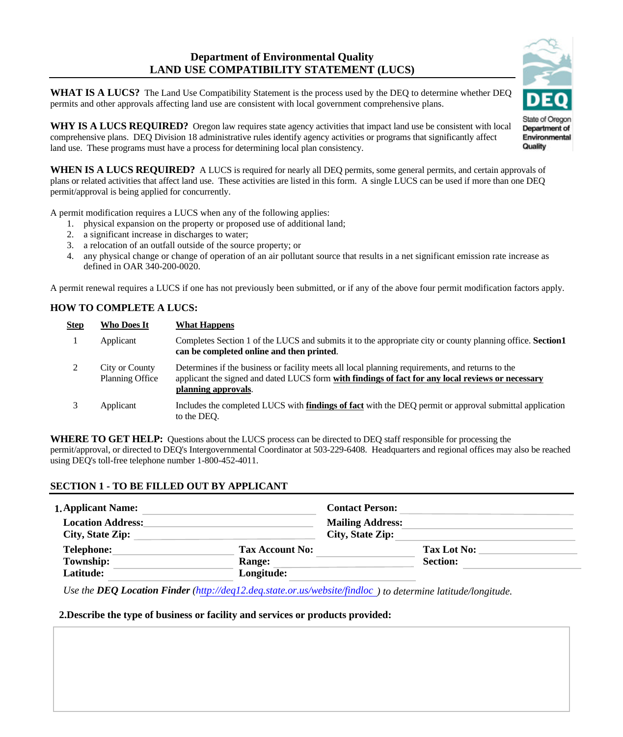# Department of Environmental Quality
# LAND USE COMPATIBILITY STATEMENT (LUCS)

State of Oregon Department of Environmental Quality

**WHAT IS A LUCS?** The Land Use Compatibility Statement is the process used by the DEQ to determine whether DEQ permits and other approvals affecting land use are consistent with local government comprehensive plans.

**WHY IS A LUCS REQUIRED?** Oregon law requires state agency activities that impact land use be consistent with local comprehensive plans. DEQ Division 18 administrative rules identify agency activities or programs that significantly affect land use. These programs must have a process for determining local plan consistency.

**WHEN IS A LUCS REQUIRED?** A LUCS is required for nearly all DEQ permits, some general permits, and certain approvals of plans or related activities that affect land use. These activities are listed in this form. A single LUCS can be used if more than one DEQ permit/approval is being applied for concurrently.

A permit modification requires a LUCS when any of the following applies:

1. physical expansion on the property or proposed use of additional land;
2. a significant increase in discharges to water;
3. a relocation of an outfall outside of the source property; or
4. any physical change or change of operation of an air pollutant source that results in a net significant emission rate increase as defined in OAR 340-200-0020.

A permit renewal requires a LUCS if one has not previously been submitted, or if any of the above four permit modification factors apply.

## HOW TO COMPLETE A LUCS:

| Step | Who Does It | What Happens |
|---|---|---|
| 1 | Applicant | Completes Section 1 of the LUCS and submits it to the appropriate city or county planning office. **Section1 can be completed online and then printed**. |
| 2 | City or County Planning Office | Determines if the business or facility meets all local planning requirements, and returns to the applicant the signed and dated LUCS form **with findings of fact for any local reviews or necessary planning approvals**. |
| 3 | Applicant | Includes the completed LUCS with **findings of fact** with the DEQ permit or approval submittal application to the DEQ. |

**WHERE TO GET HELP:** Questions about the LUCS process can be directed to DEQ staff responsible for processing the permit/approval, or directed to DEQ's Intergovernmental Coordinator at 503-229-6408. Headquarters and regional offices may also be reached using DEQ's toll-free telephone number 1-800-452-4011.

## SECTION 1 - TO BE FILLED OUT BY APPLICANT

**1. Applicant Name:** ____________ **Contact Person:** ____________

**Location Address:** ____________ **Mailing Address:** ____________

**City, State Zip:** ____________ **City, State Zip:** ____________

**Telephone:** ____________ **Tax Account No:** ____________ **Tax Lot No:** ____________

**Township:** ____________ **Range:** ____________ **Section:** ____________

**Latitude:** ____________ **Longitude:** ____________

*Use the **DEQ Location Finder** (http://deq12.deq.state.or.us/website/findloc ) to determine latitude/longitude.*

**2. Describe the type of business or facility and services or products provided:**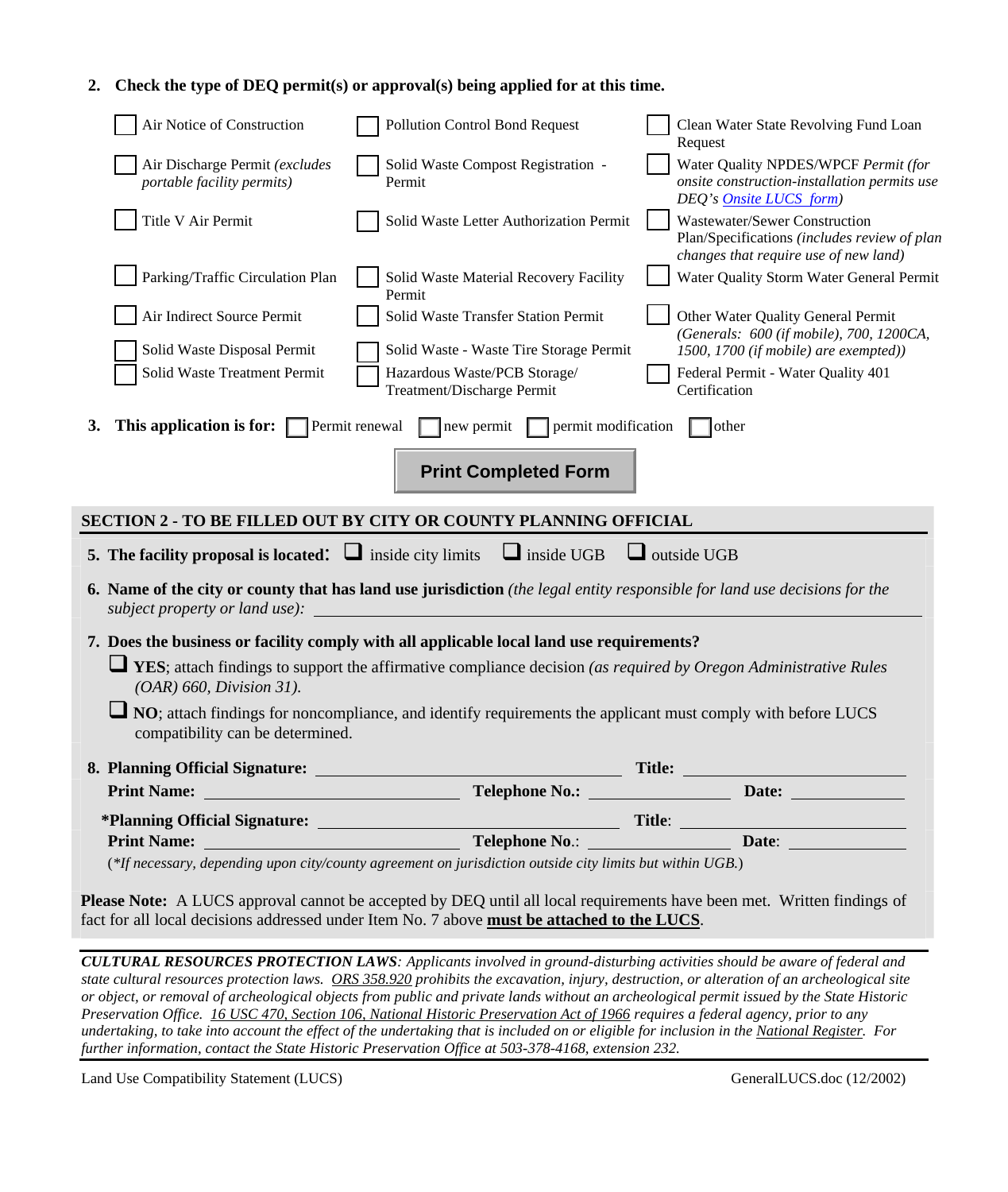**2. Check the type of DEQ permit(s) or approval(s) being applied for at this time.**

- ☐ Air Notice of Construction
- ☐ Air Discharge Permit *(excludes portable facility permits)*
- ☐ Title V Air Permit
- ☐ Parking/Traffic Circulation Plan
- ☐ Air Indirect Source Permit
- ☐ Solid Waste Disposal Permit
- ☐ Solid Waste Treatment Permit
- ☐ Pollution Control Bond Request
- ☐ Solid Waste Compost Registration - Permit
- ☐ Solid Waste Letter Authorization Permit
- ☐ Solid Waste Material Recovery Facility Permit
- ☐ Solid Waste Transfer Station Permit
- ☐ Solid Waste - Waste Tire Storage Permit
- ☐ Hazardous Waste/PCB Storage/ Treatment/Discharge Permit
- ☐ Clean Water State Revolving Fund Loan Request
- ☐ Water Quality NPDES/WPCF *Permit (for onsite construction-installation permits use DEQ's Onsite LUCS form)*
- ☐ Wastewater/Sewer Construction Plan/Specifications *(includes review of plan changes that require use of new land)*
- ☐ Water Quality Storm Water General Permit
- ☐ Other Water Quality General Permit *(Generals: 600 (if mobile), 700, 1200CA, 1500, 1700 (if mobile) are exempted))*
- ☐ Federal Permit - Water Quality 401 Certification

**3. This application is for:** ☐ Permit renewal ☐ new permit ☐ permit modification ☐ other

Print Completed Form

## SECTION 2 - TO BE FILLED OUT BY CITY OR COUNTY PLANNING OFFICIAL

**5. The facility proposal is located:** ☐ inside city limits ☐ inside UGB ☐ outside UGB

**6. Name of the city or county that has land use jurisdiction** *(the legal entity responsible for land use decisions for the subject property or land use):* ______________________________

**7. Does the business or facility comply with all applicable local land use requirements?**

☐ **YES**; attach findings to support the affirmative compliance decision *(as required by Oregon Administrative Rules (OAR) 660, Division 31).*

☐ **NO**; attach findings for noncompliance, and identify requirements the applicant must comply with before LUCS compatibility can be determined.

**8. Planning Official Signature:** ______________________ **Title:** ______________

**Print Name:** ______________________ **Telephone No.:** ______________ **Date:** ______________

**\*Planning Official Signature:** ______________________ **Title:** ______________

**Print Name:** ______________________ **Telephone No.:** ______________ **Date:** ______________

(*\*If necessary, depending upon city/county agreement on jurisdiction outside city limits but within UGB.*)

**Please Note:** A LUCS approval cannot be accepted by DEQ until all local requirements have been met. Written findings of fact for all local decisions addressed under Item No. 7 above **must be attached to the LUCS**.

***CULTURAL RESOURCES PROTECTION LAWS****: Applicants involved in ground-disturbing activities should be aware of federal and state cultural resources protection laws. ORS 358.920 prohibits the excavation, injury, destruction, or alteration of an archeological site or object, or removal of archeological objects from public and private lands without an archeological permit issued by the State Historic Preservation Office. 16 USC 470, Section 106, National Historic Preservation Act of 1966 requires a federal agency, prior to any undertaking, to take into account the effect of the undertaking that is included on or eligible for inclusion in the National Register. For further information, contact the State Historic Preservation Office at 503-378-4168, extension 232.*

Land Use Compatibility Statement (LUCS) GeneralLUCS.doc (12/2002)